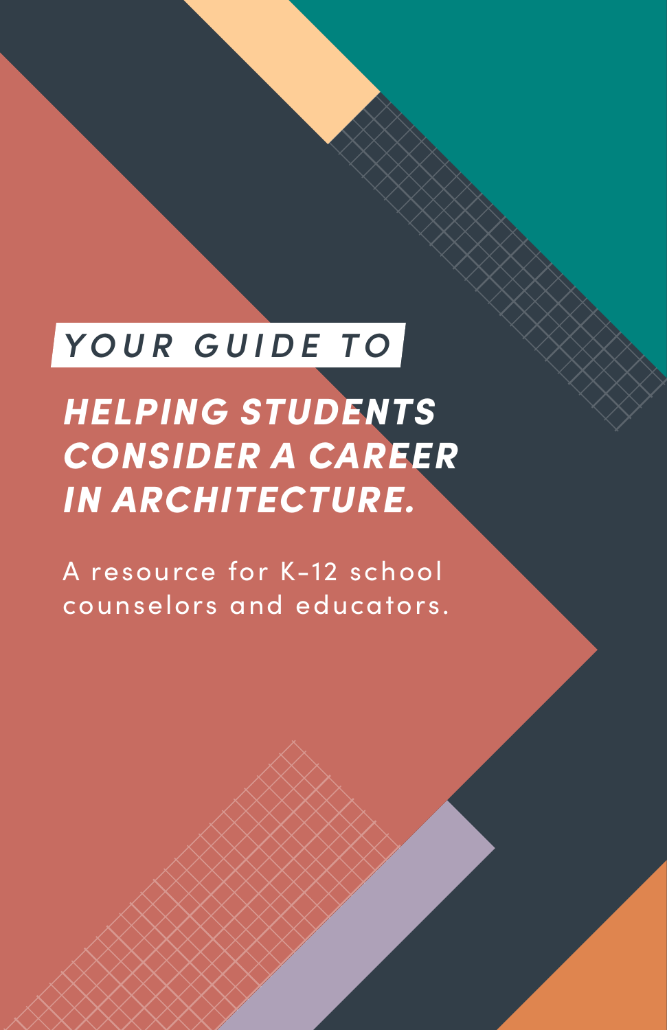# YOUR GUIDE TO

# *HELPING STUDENTS CONSIDER A CAREER IN ARCHITECTURE.*

A resource for K-12 school counselors and educators.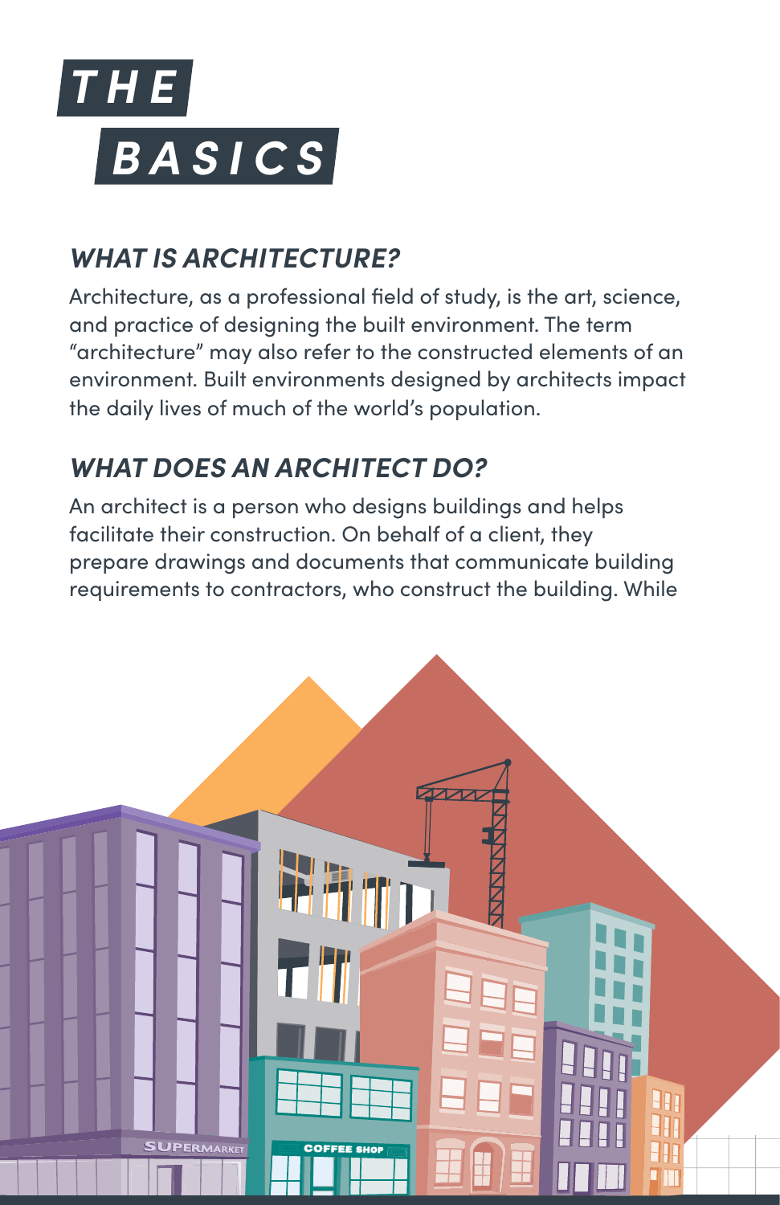# THE BASICS

## *WHAT IS ARCHITECTURE?*

Architecture, as a professional field of study, is the art, science, and practice of designing the built environment. The term "architecture" may also refer to the constructed elements of an environment. Built environments designed by architects impact the daily lives of much of the world's population.

## *WHAT DOES AN ARCHITECT DO?*

An architect is a person who designs buildings and helps facilitate their construction. On behalf of a client, they prepare drawings and documents that communicate building requirements to contractors, who construct the building. While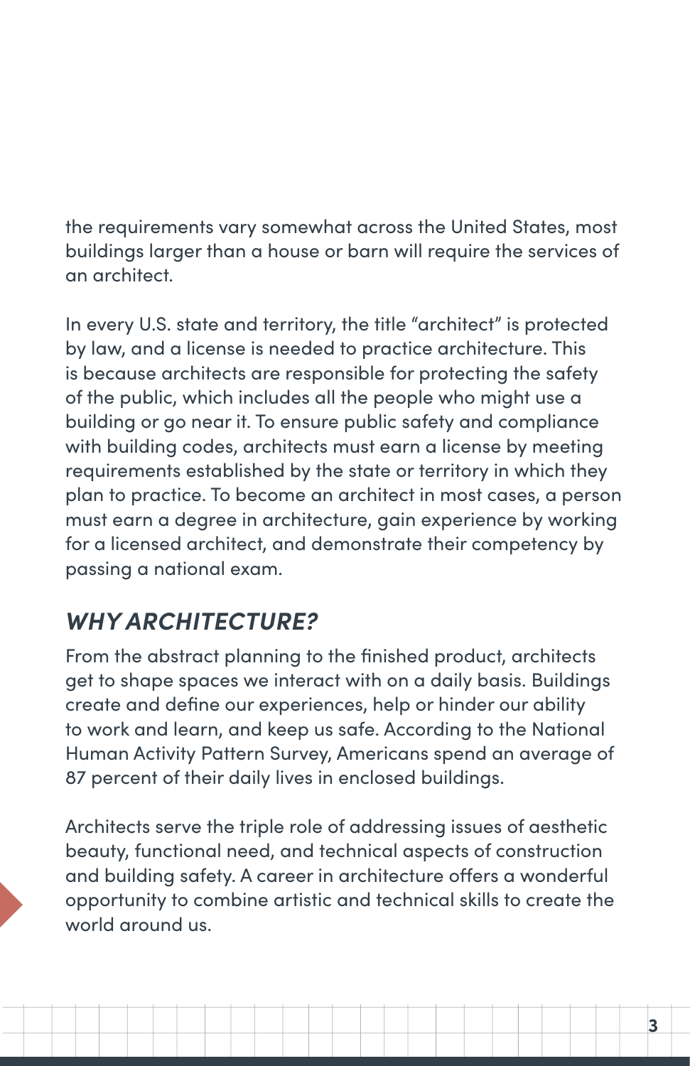the requirements vary somewhat across the United States, most buildings larger than a house or barn will require the services of an architect.

In every U.S. state and territory, the title "architect" is protected by law, and a license is needed to practice architecture. This is because architects are responsible for protecting the safety of the public, which includes all the people who might use a building or go near it. To ensure public safety and compliance with building codes, architects must earn a license by meeting requirements established by the state or territory in which they plan to practice. To become an architect in most cases, a person must earn a degree in architecture, gain experience by working for a licensed architect, and demonstrate their competency by passing a national exam.

## *WHY ARCHITECTURE?*

From the abstract planning to the finished product, architects get to shape spaces we interact with on a daily basis. Buildings create and define our experiences, help or hinder our ability to work and learn, and keep us safe. According to the National Human Activity Pattern Survey, Americans spend an average of 87 percent of their daily lives in enclosed buildings.

Architects serve the triple role of addressing issues of aesthetic beauty, functional need, and technical aspects of construction and building safety. A career in architecture offers a wonderful opportunity to combine artistic and technical skills to create the world around us.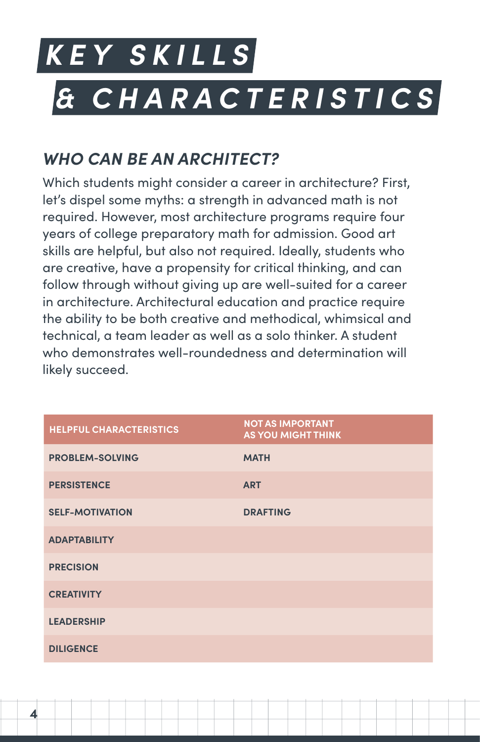# KEY SKILLS & CHARACTERISTICS

## *WHO CAN BE AN ARCHITECT?*

Which students might consider a career in architecture? First, let's dispel some myths: a strength in advanced math is not required. However, most architecture programs require four years of college preparatory math for admission. Good art skills are helpful, but also not required. Ideally, students who are creative, have a propensity for critical thinking, and can follow through without giving up are well-suited for a career in architecture. Architectural education and practice require the ability to be both creative and methodical, whimsical and technical, a team leader as well as a solo thinker. A student who demonstrates well-roundedness and determination will likely succeed.

| HELPFUL CHARACTERISTICS | NOT AS IMPORTANT AS YOU MIGHT THINK |
|---|---|
| PROBLEM-SOLVING | MATH |
| PERSISTENCE | ART |
| SELF-MOTIVATION | DRAFTING |
| ADAPTABILITY | |
| PRECISION | |
| CREATIVITY | |
| LEADERSHIP | |
| DILIGENCE | |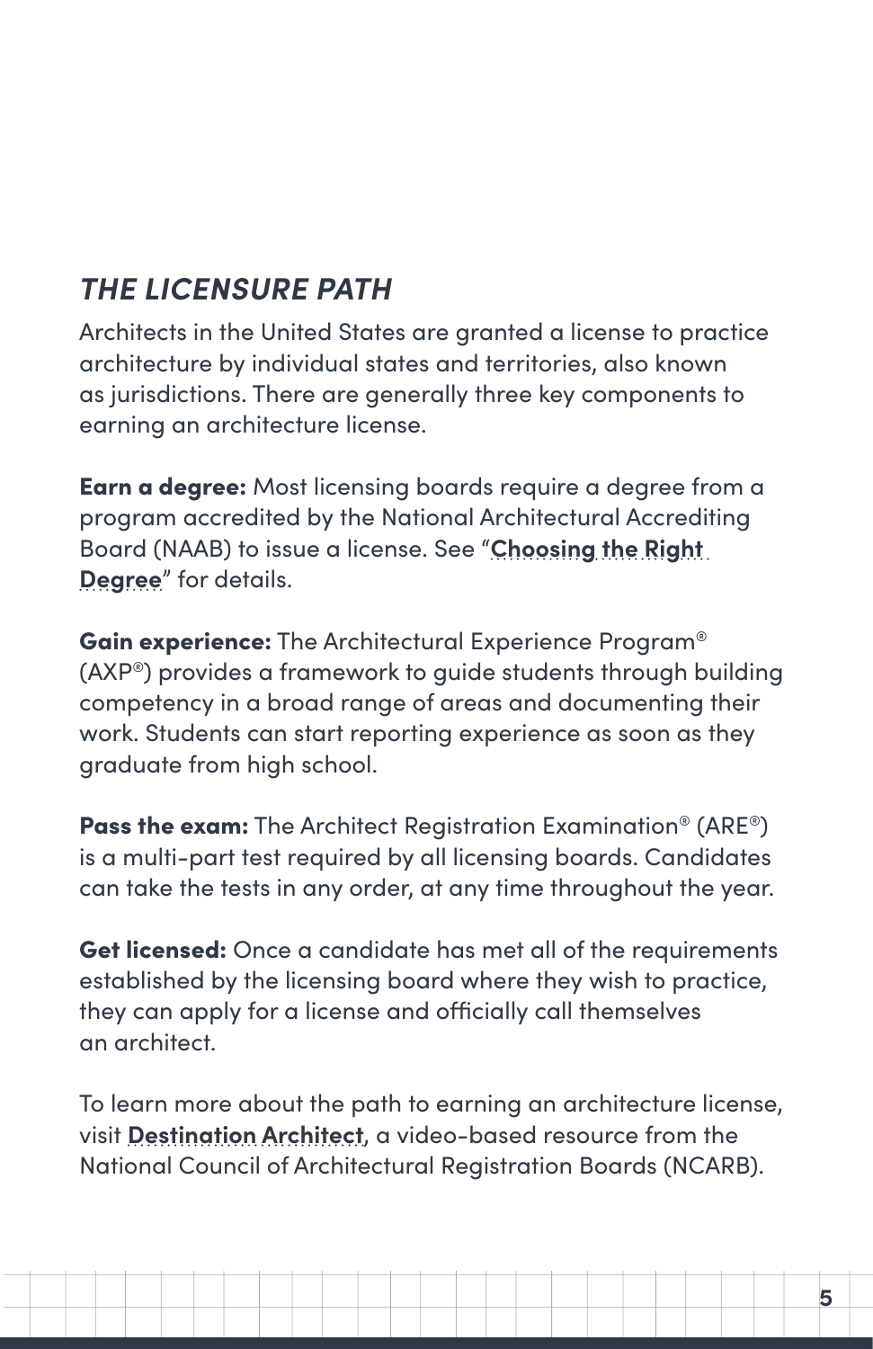## *THE LICENSURE PATH*

Architects in the United States are granted a license to practice architecture by individual states and territories, also known as jurisdictions. There are generally three key components to earning an architecture license.

**Earn a degree:** Most licensing boards require a degree from a program accredited by the National Architectural Accrediting Board (NAAB) to issue a license. See "**Choosing the Right Degree**" for details.

**Gain experience:** The Architectural Experience Program® (AXP®) provides a framework to guide students through building competency in a broad range of areas and documenting their work. Students can start reporting experience as soon as they graduate from high school.

**Pass the exam:** The Architect Registration Examination® (ARE®) is a multi-part test required by all licensing boards. Candidates can take the tests in any order, at any time throughout the year.

**Get licensed:** Once a candidate has met all of the requirements established by the licensing board where they wish to practice, they can apply for a license and officially call themselves an architect.

To learn more about the path to earning an architecture license, visit **Destination Architect**, a video-based resource from the National Council of Architectural Registration Boards (NCARB).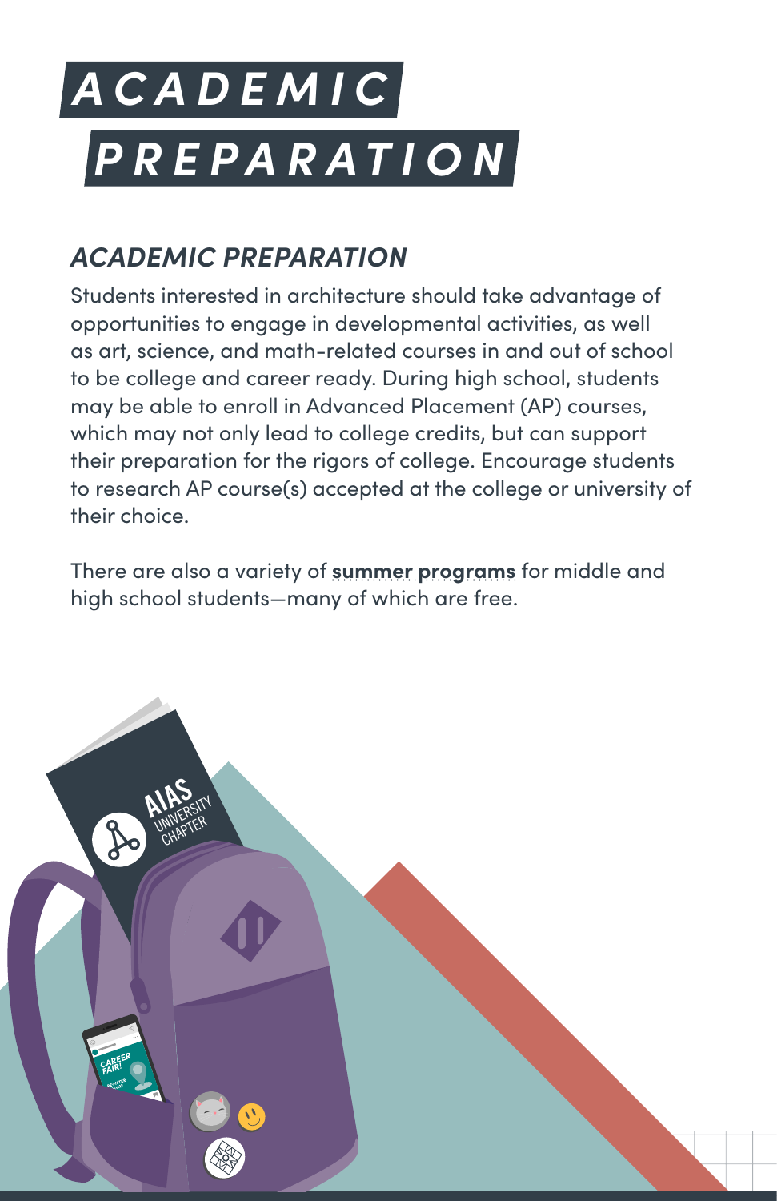# ACADEMIC PREPARATION

## *ACADEMIC PREPARATION*

Students interested in architecture should take advantage of opportunities to engage in developmental activities, as well as art, science, and math-related courses in and out of school to be college and career ready. During high school, students may be able to enroll in Advanced Placement (AP) courses, which may not only lead to college credits, but can support their preparation for the rigors of college. Encourage students to research AP course(s) accepted at the college or university of their choice.

There are also a variety of **summer programs** for middle and high school students—many of which are free.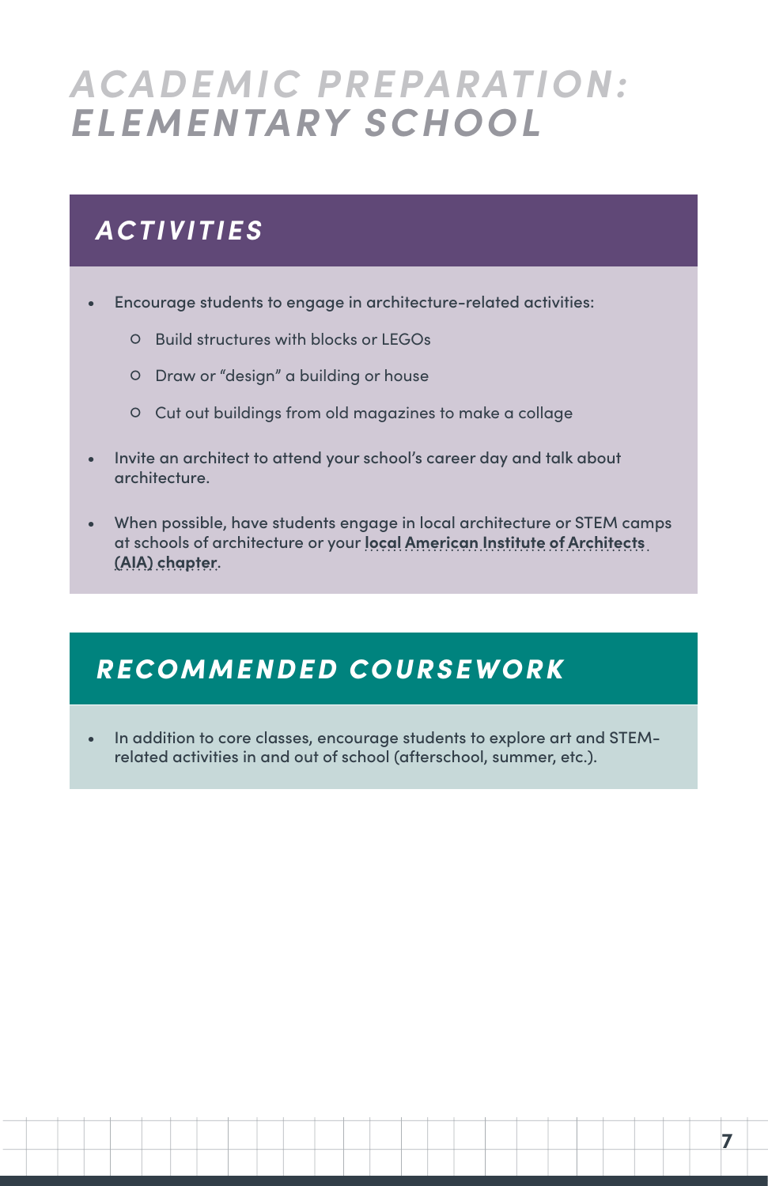# *ACADEMIC PREPARATION: ELEMENTARY SCHOOL*

## *ACTIVITIES*

- Encourage students to engage in architecture-related activities:
    - Build structures with blocks or LEGOs
    - Draw or "design" a building or house
    - Cut out buildings from old magazines to make a collage
- Invite an architect to attend your school's career day and talk about architecture.
- When possible, have students engage in local architecture or STEM camps at schools of architecture or your **local American Institute of Architects (AIA) chapter**.

## *RECOMMENDED COURSEWORK*

- In addition to core classes, encourage students to explore art and STEM-related activities in and out of school (afterschool, summer, etc.).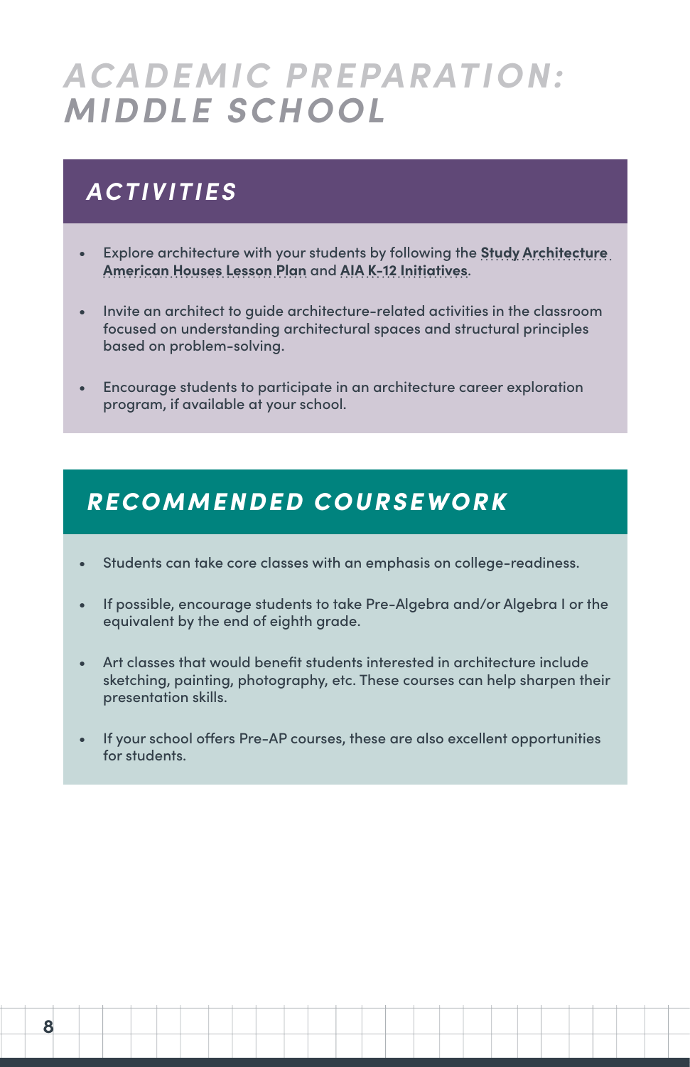# *ACADEMIC PREPARATION: MIDDLE SCHOOL*

## *ACTIVITIES*

- Explore architecture with your students by following the **Study Architecture American Houses Lesson Plan** and **AIA K-12 Initiatives**.
- Invite an architect to guide architecture-related activities in the classroom focused on understanding architectural spaces and structural principles based on problem-solving.
- Encourage students to participate in an architecture career exploration program, if available at your school.

## *RECOMMENDED COURSEWORK*

- Students can take core classes with an emphasis on college-readiness.
- If possible, encourage students to take Pre-Algebra and/or Algebra I or the equivalent by the end of eighth grade.
- Art classes that would benefit students interested in architecture include sketching, painting, photography, etc. These courses can help sharpen their presentation skills.
- If your school offers Pre-AP courses, these are also excellent opportunities for students.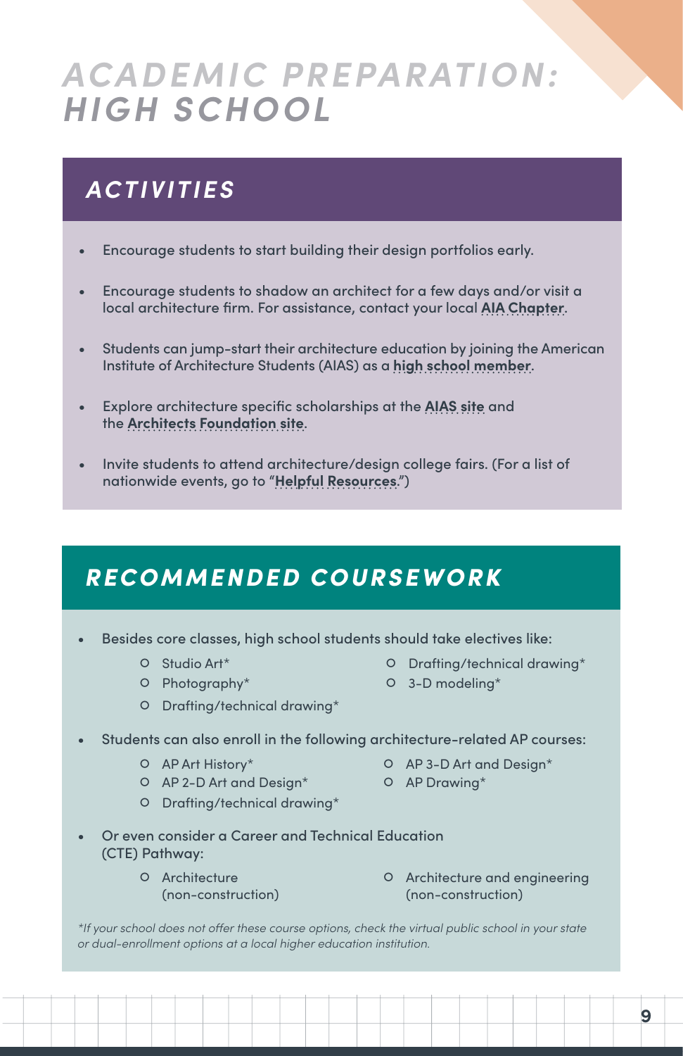# ACADEMIC PREPARATION: HIGH SCHOOL

## ACTIVITIES

- Encourage students to start building their design portfolios early.
- Encourage students to shadow an architect for a few days and/or visit a local architecture firm. For assistance, contact your local **AIA Chapter**.
- Students can jump-start their architecture education by joining the American Institute of Architecture Students (AIAS) as a **high school member**.
- Explore architecture specific scholarships at the **AIAS site** and the **Architects Foundation site**.
- Invite students to attend architecture/design college fairs. (For a list of nationwide events, go to "**Helpful Resources**.")

## RECOMMENDED COURSEWORK

- Besides core classes, high school students should take electives like:
  - Studio Art*
  - Photography*
  - Drafting/technical drawing*
  - Drafting/technical drawing*
  - 3-D modeling*
- Students can also enroll in the following architecture-related AP courses:
  - AP Art History*
  - AP 2-D Art and Design*
  - Drafting/technical drawing*
  - AP 3-D Art and Design*
  - AP Drawing*
- Or even consider a Career and Technical Education (CTE) Pathway:
  - Architecture (non-construction)
  - Architecture and engineering (non-construction)

*\*If your school does not offer these course options, check the virtual public school in your state or dual-enrollment options at a local higher education institution.*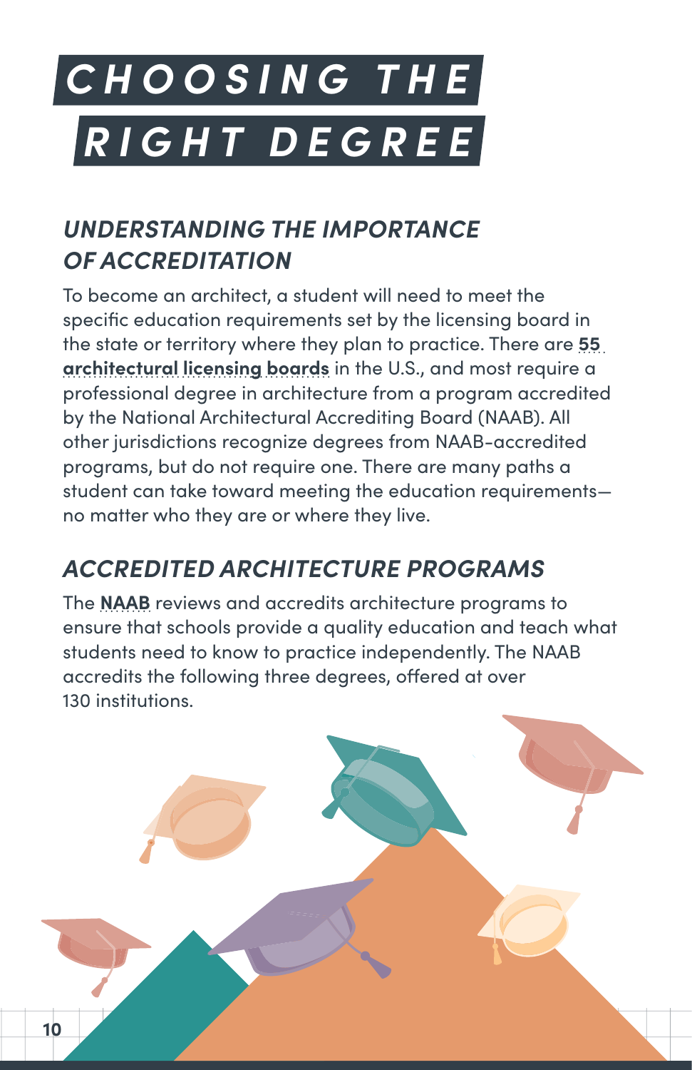# CHOOSING THE RIGHT DEGREE

## *UNDERSTANDING THE IMPORTANCE OF ACCREDITATION*

To become an architect, a student will need to meet the specific education requirements set by the licensing board in the state or territory where they plan to practice. There are **55 architectural licensing boards** in the U.S., and most require a professional degree in architecture from a program accredited by the National Architectural Accrediting Board (NAAB). All other jurisdictions recognize degrees from NAAB-accredited programs, but do not require one. There are many paths a student can take toward meeting the education requirements—no matter who they are or where they live.

## *ACCREDITED ARCHITECTURE PROGRAMS*

The **NAAB** reviews and accredits architecture programs to ensure that schools provide a quality education and teach what students need to know to practice independently. The NAAB accredits the following three degrees, offered at over 130 institutions.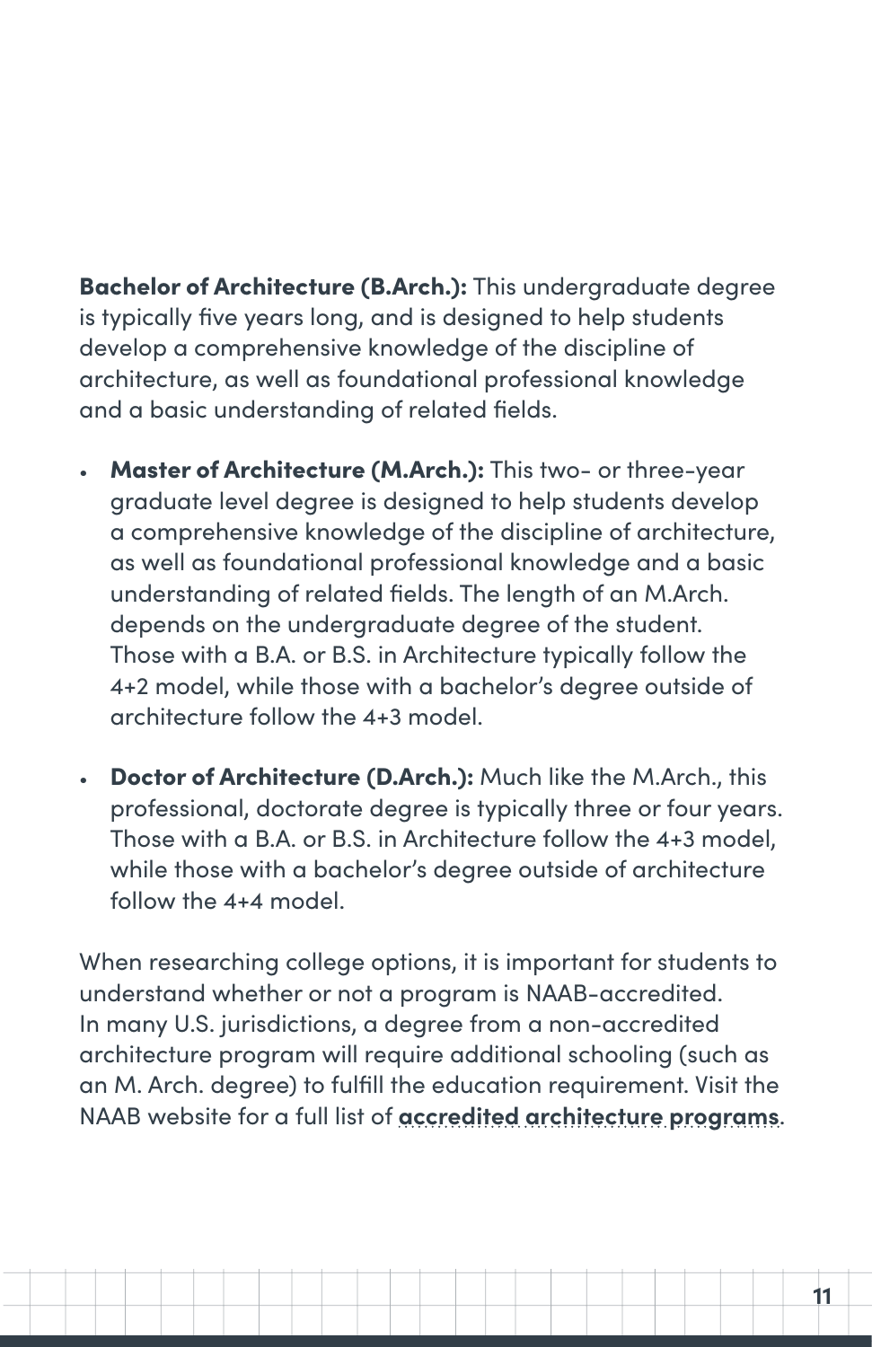**Bachelor of Architecture (B.Arch.):** This undergraduate degree is typically five years long, and is designed to help students develop a comprehensive knowledge of the discipline of architecture, as well as foundational professional knowledge and a basic understanding of related fields.

- **Master of Architecture (M.Arch.):** This two- or three-year graduate level degree is designed to help students develop a comprehensive knowledge of the discipline of architecture, as well as foundational professional knowledge and a basic understanding of related fields. The length of an M.Arch. depends on the undergraduate degree of the student. Those with a B.A. or B.S. in Architecture typically follow the 4+2 model, while those with a bachelor's degree outside of architecture follow the 4+3 model.

- **Doctor of Architecture (D.Arch.):** Much like the M.Arch., this professional, doctorate degree is typically three or four years. Those with a B.A. or B.S. in Architecture follow the 4+3 model, while those with a bachelor's degree outside of architecture follow the 4+4 model.

When researching college options, it is important for students to understand whether or not a program is NAAB-accredited. In many U.S. jurisdictions, a degree from a non-accredited architecture program will require additional schooling (such as an M. Arch. degree) to fulfill the education requirement. Visit the NAAB website for a full list of **accredited architecture programs**.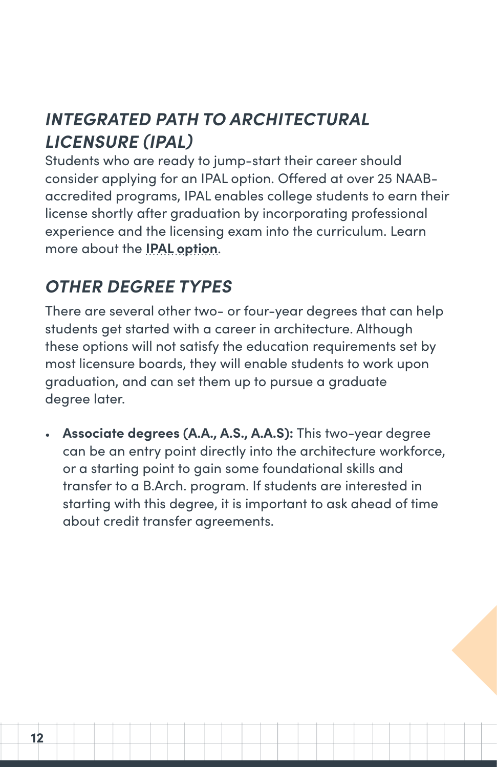## *INTEGRATED PATH TO ARCHITECTURAL LICENSURE (IPAL)*

Students who are ready to jump-start their career should consider applying for an IPAL option. Offered at over 25 NAAB-accredited programs, IPAL enables college students to earn their license shortly after graduation by incorporating professional experience and the licensing exam into the curriculum. Learn more about the **IPAL option**.

## *OTHER DEGREE TYPES*

There are several other two- or four-year degrees that can help students get started with a career in architecture. Although these options will not satisfy the education requirements set by most licensure boards, they will enable students to work upon graduation, and can set them up to pursue a graduate degree later.

- **Associate degrees (A.A., A.S., A.A.S):** This two-year degree can be an entry point directly into the architecture workforce, or a starting point to gain some foundational skills and transfer to a B.Arch. program. If students are interested in starting with this degree, it is important to ask ahead of time about credit transfer agreements.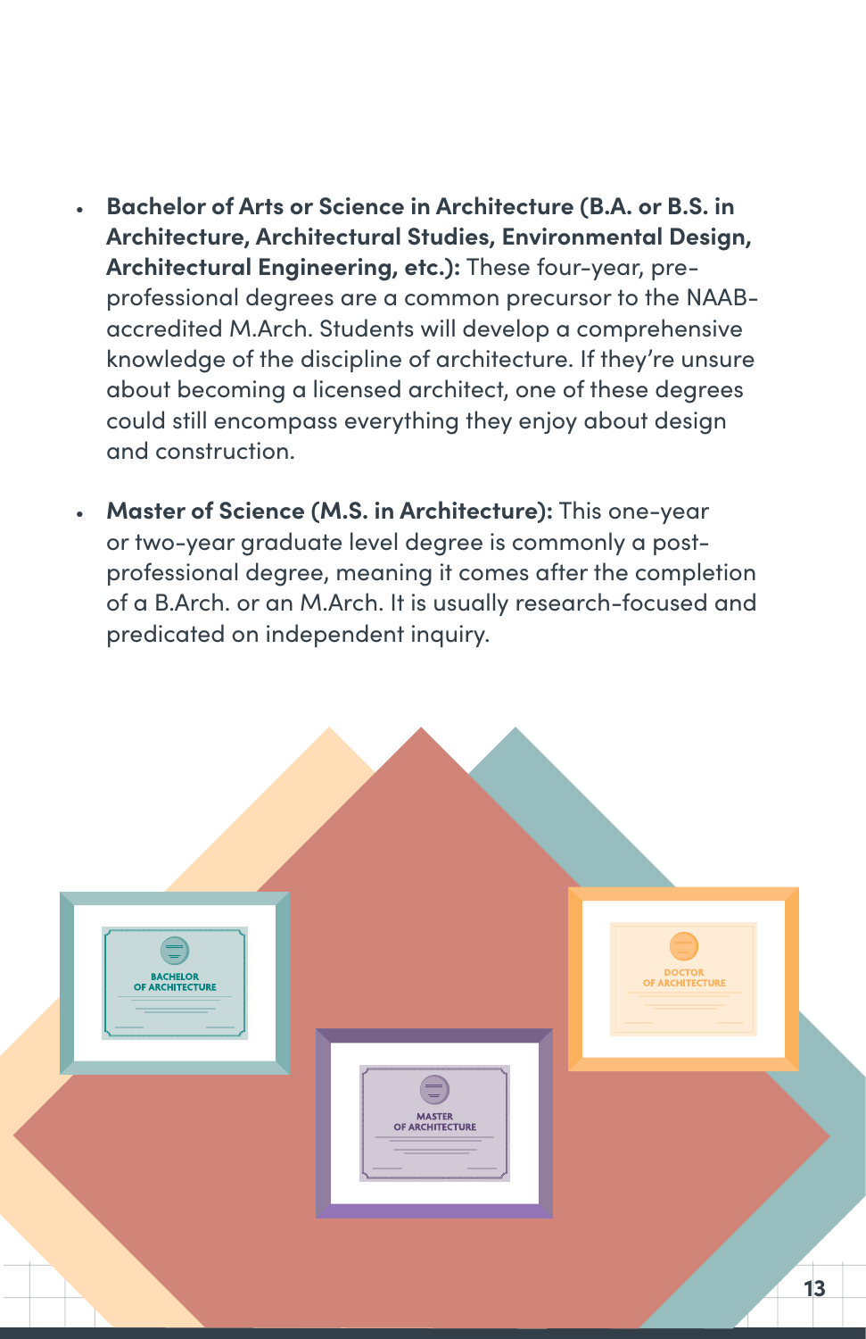- **Bachelor of Arts or Science in Architecture (B.A. or B.S. in Architecture, Architectural Studies, Environmental Design, Architectural Engineering, etc.):** These four-year, pre-professional degrees are a common precursor to the NAAB-accredited M.Arch. Students will develop a comprehensive knowledge of the discipline of architecture. If they're unsure about becoming a licensed architect, one of these degrees could still encompass everything they enjoy about design and construction.

- **Master of Science (M.S. in Architecture):** This one-year or two-year graduate level degree is commonly a post-professional degree, meaning it comes after the completion of a B.Arch. or an M.Arch. It is usually research-focused and predicated on independent inquiry.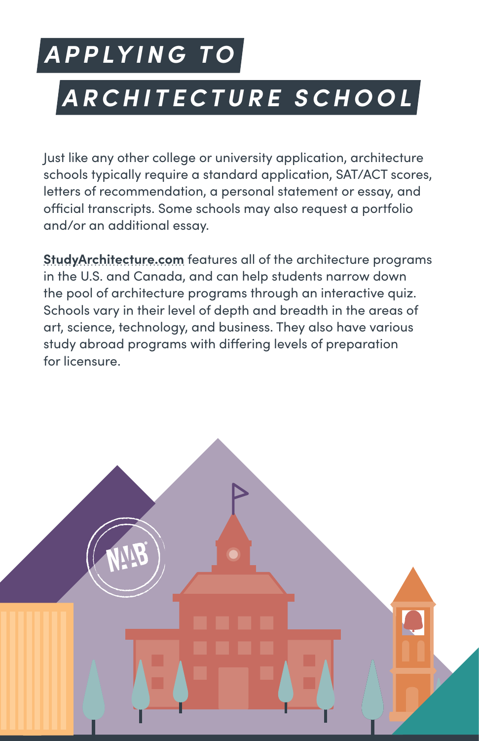# APPLYING TO ARCHITECTURE SCHOOL

Just like any other college or university application, architecture schools typically require a standard application, SAT/ACT scores, letters of recommendation, a personal statement or essay, and official transcripts. Some schools may also request a portfolio and/or an additional essay.

**StudyArchitecture.com** features all of the architecture programs in the U.S. and Canada, and can help students narrow down the pool of architecture programs through an interactive quiz. Schools vary in their level of depth and breadth in the areas of art, science, technology, and business. They also have various study abroad programs with differing levels of preparation for licensure.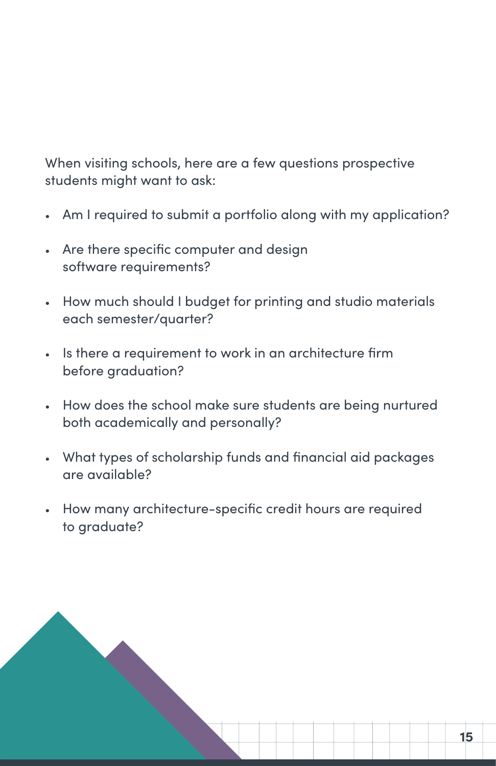When visiting schools, here are a few questions prospective students might want to ask:

- Am I required to submit a portfolio along with my application?
- Are there specific computer and design software requirements?
- How much should I budget for printing and studio materials each semester/quarter?
- Is there a requirement to work in an architecture firm before graduation?
- How does the school make sure students are being nurtured both academically and personally?
- What types of scholarship funds and financial aid packages are available?
- How many architecture-specific credit hours are required to graduate?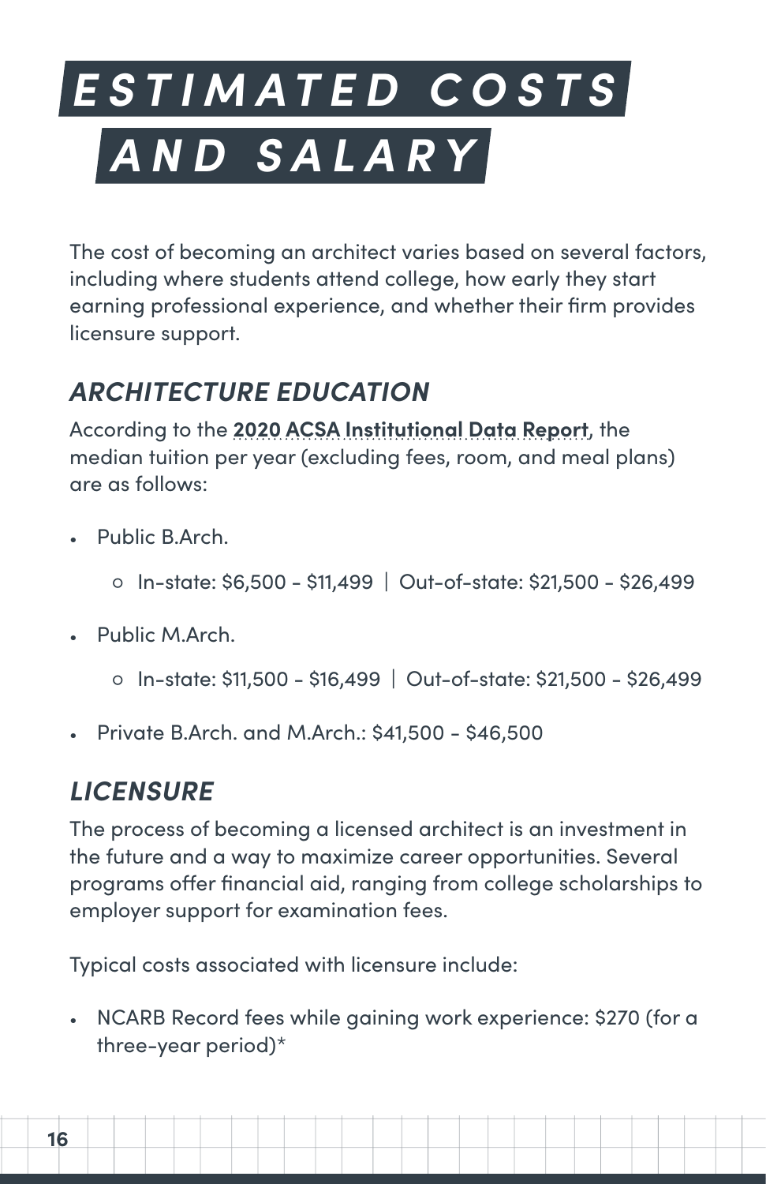# ESTIMATED COSTS AND SALARY

The cost of becoming an architect varies based on several factors, including where students attend college, how early they start earning professional experience, and whether their firm provides licensure support.

## *ARCHITECTURE EDUCATION*

According to the **2020 ACSA Institutional Data Report**, the median tuition per year (excluding fees, room, and meal plans) are as follows:

- Public B.Arch.
  - In-state: $6,500 - $11,499 | Out-of-state: $21,500 - $26,499
- Public M.Arch.
  - In-state: $11,500 - $16,499 | Out-of-state: $21,500 - $26,499
- Private B.Arch. and M.Arch.: $41,500 - $46,500

## *LICENSURE*

The process of becoming a licensed architect is an investment in the future and a way to maximize career opportunities. Several programs offer financial aid, ranging from college scholarships to employer support for examination fees.

Typical costs associated with licensure include:

- NCARB Record fees while gaining work experience: $270 (for a three-year period)*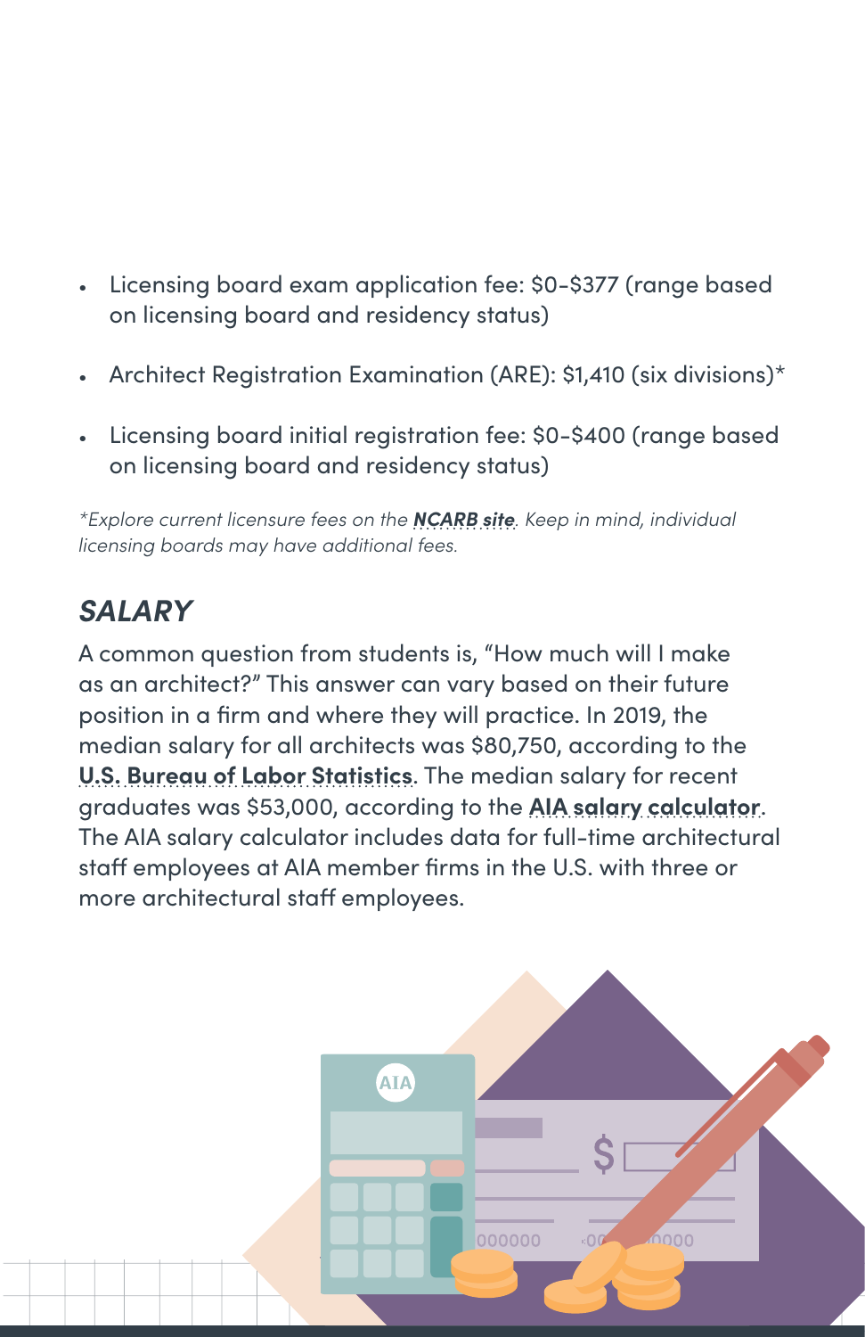- Licensing board exam application fee: $0-$377 (range based on licensing board and residency status)
- Architect Registration Examination (ARE): $1,410 (six divisions)*
- Licensing board initial registration fee: $0-$400 (range based on licensing board and residency status)

*\*Explore current licensure fees on the **NCARB site**. Keep in mind, individual licensing boards may have additional fees.*

## *SALARY*

A common question from students is, "How much will I make as an architect?" This answer can vary based on their future position in a firm and where they will practice. In 2019, the median salary for all architects was $80,750, according to the **U.S. Bureau of Labor Statistics**. The median salary for recent graduates was $53,000, according to the **AIA salary calculator**. The AIA salary calculator includes data for full-time architectural staff employees at AIA member firms in the U.S. with three or more architectural staff employees.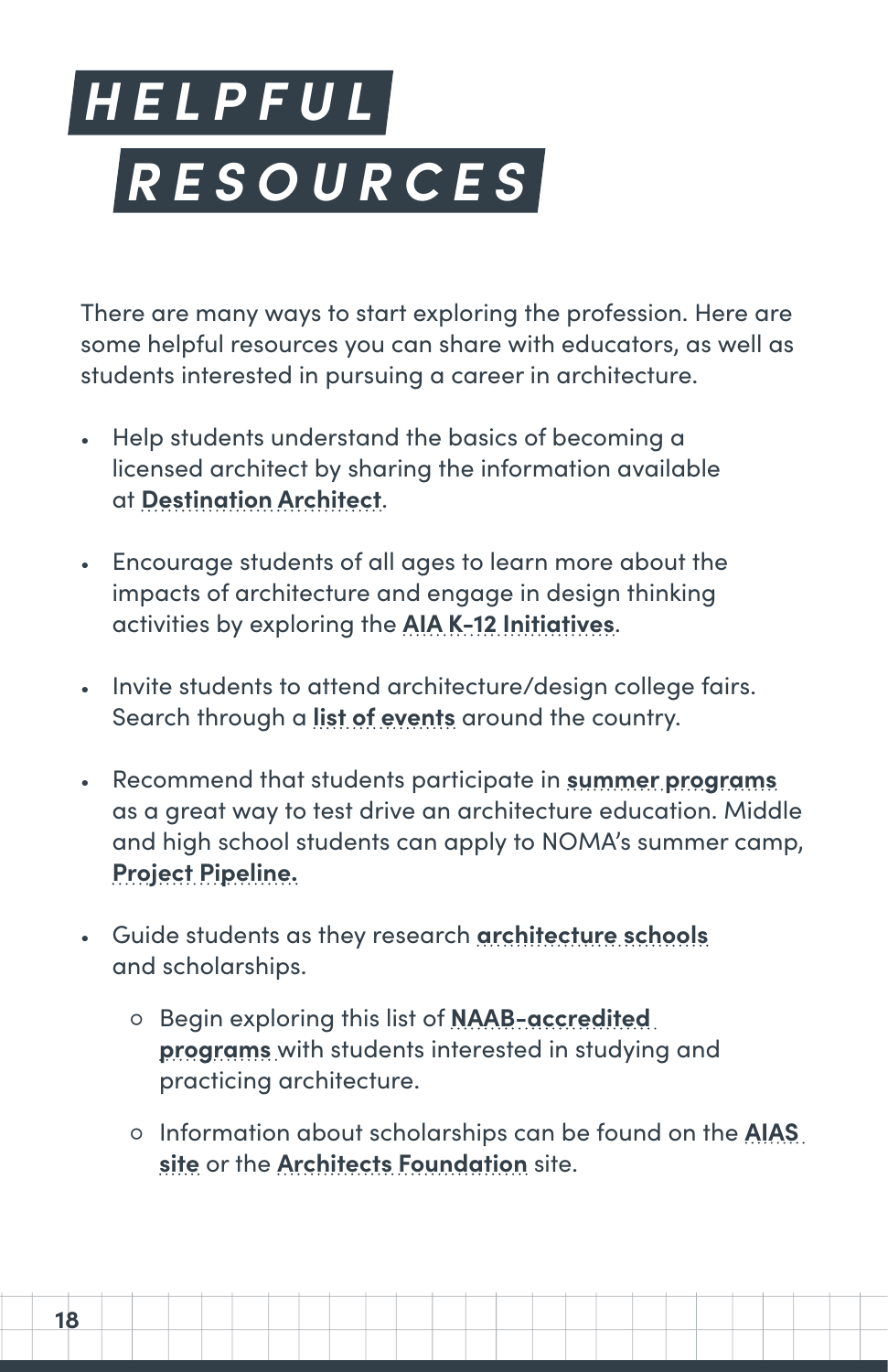# HELPFUL RESOURCES

There are many ways to start exploring the profession. Here are some helpful resources you can share with educators, as well as students interested in pursuing a career in architecture.

- Help students understand the basics of becoming a licensed architect by sharing the information available at **Destination Architect**.
- Encourage students of all ages to learn more about the impacts of architecture and engage in design thinking activities by exploring the **AIA K-12 Initiatives**.
- Invite students to attend architecture/design college fairs. Search through a **list of events** around the country.
- Recommend that students participate in **summer programs** as a great way to test drive an architecture education. Middle and high school students can apply to NOMA's summer camp, **Project Pipeline.**
- Guide students as they research **architecture schools** and scholarships.
    - Begin exploring this list of **NAAB-accredited programs** with students interested in studying and practicing architecture.
    - Information about scholarships can be found on the **AIAS site** or the **Architects Foundation** site.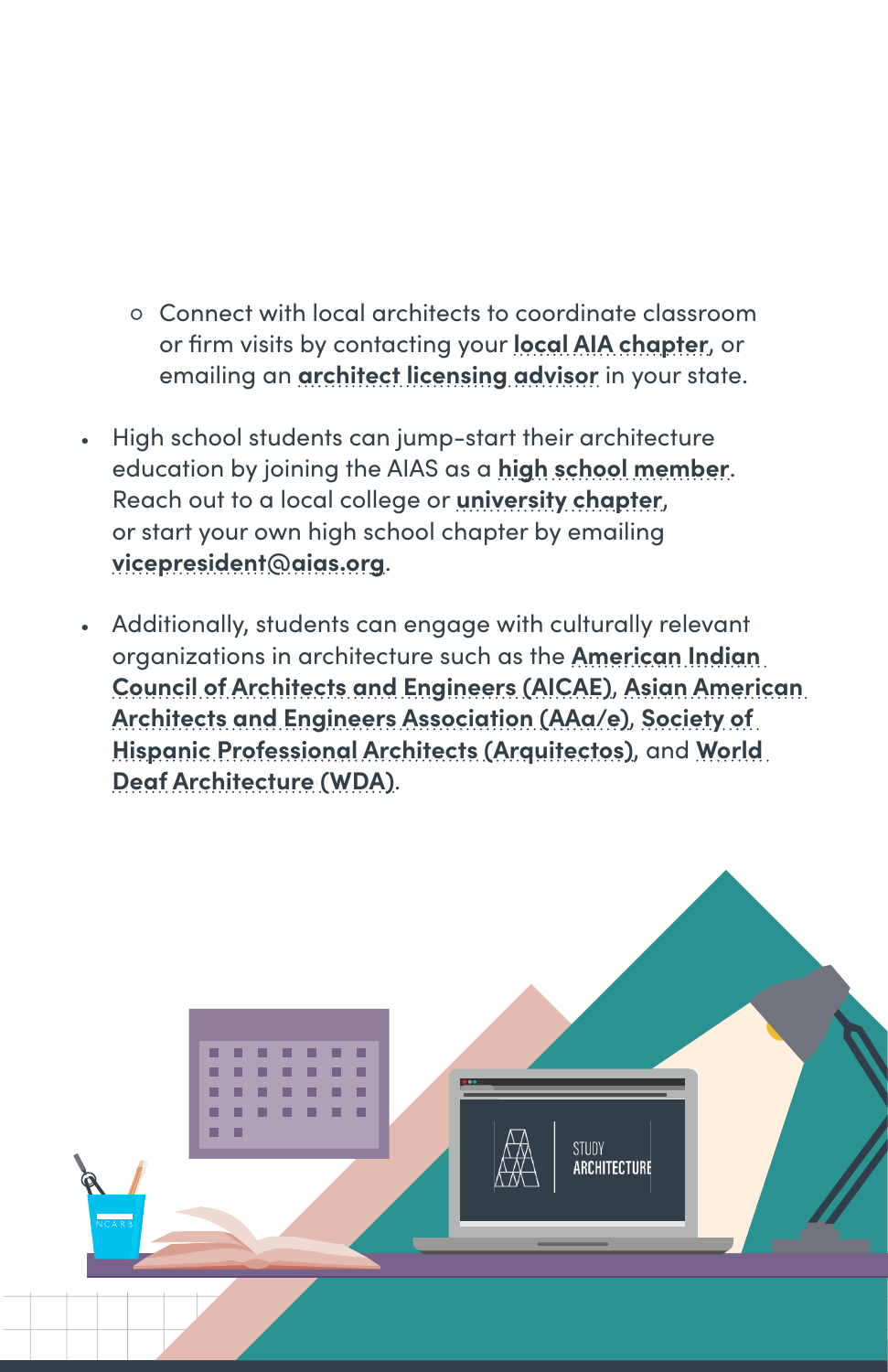- Connect with local architects to coordinate classroom or firm visits by contacting your **local AIA chapter**, or emailing an **architect licensing advisor** in your state.

- High school students can jump-start their architecture education by joining the AIAS as a **high school member**. Reach out to a local college or **university chapter**, or start your own high school chapter by emailing **vicepresident@aias.org**.

- Additionally, students can engage with culturally relevant organizations in architecture such as the **American Indian Council of Architects and Engineers (AICAE)**, **Asian American Architects and Engineers Association (AAa/e)**, **Society of Hispanic Professional Architects (Arquitectos)**, and **World Deaf Architecture (WDA)**.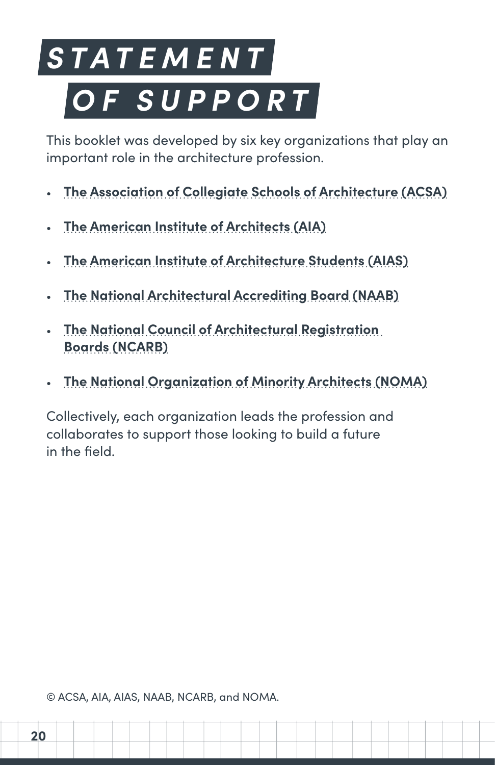# STATEMENT OF SUPPORT

This booklet was developed by six key organizations that play an important role in the architecture profession.

- **The Association of Collegiate Schools of Architecture (ACSA)**
- **The American Institute of Architects (AIA)**
- **The American Institute of Architecture Students (AIAS)**
- **The National Architectural Accrediting Board (NAAB)**
- **The National Council of Architectural Registration Boards (NCARB)**
- **The National Organization of Minority Architects (NOMA)**

Collectively, each organization leads the profession and collaborates to support those looking to build a future in the field.

© ACSA, AIA, AIAS, NAAB, NCARB, and NOMA.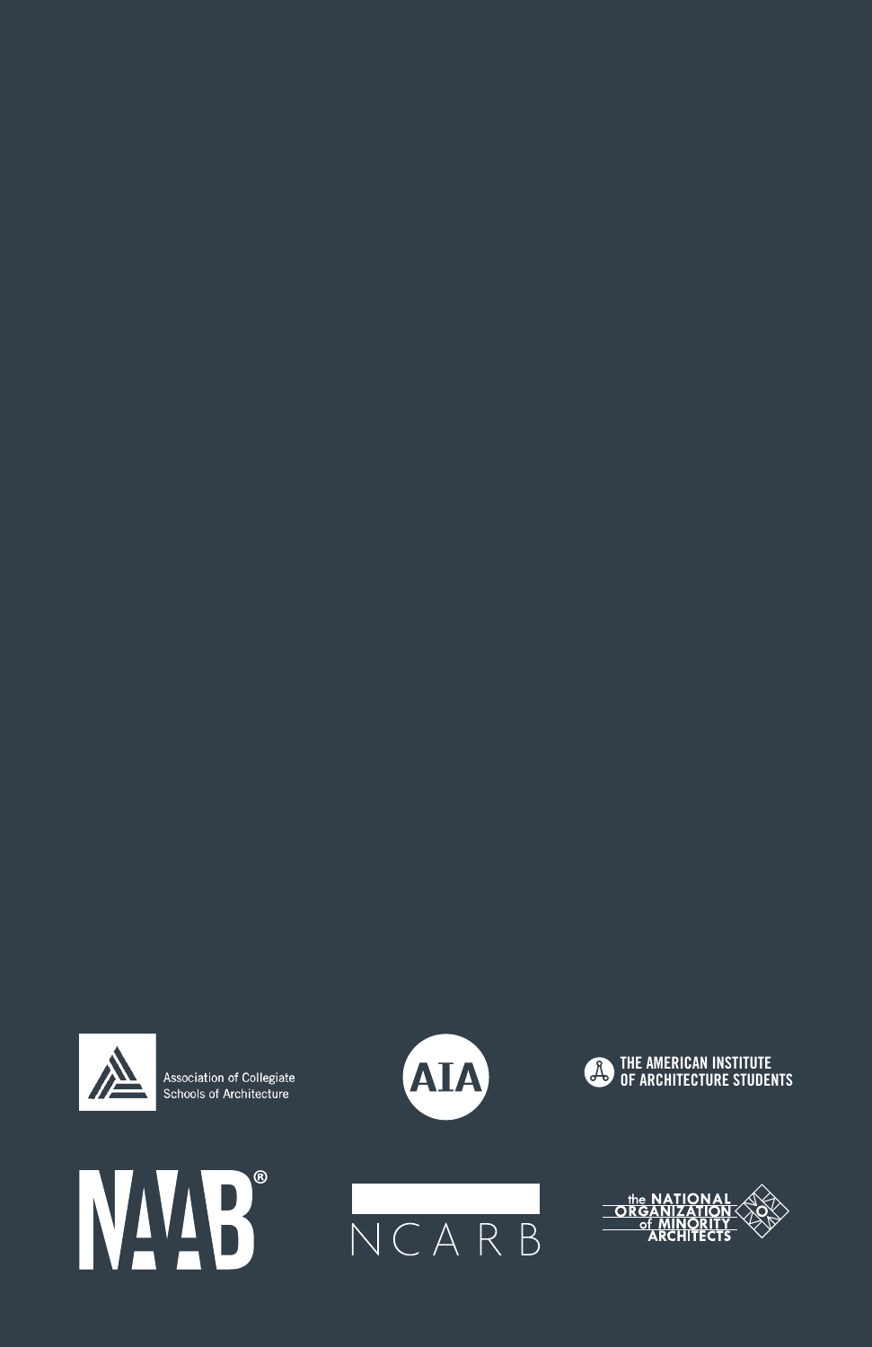Association of Collegiate Schools of Architecture

AIA

THE AMERICAN INSTITUTE OF ARCHITECTURE STUDENTS

NAAB®

NCARB

the NATIONAL ORGANIZATION of MINORITY ARCHITECTS